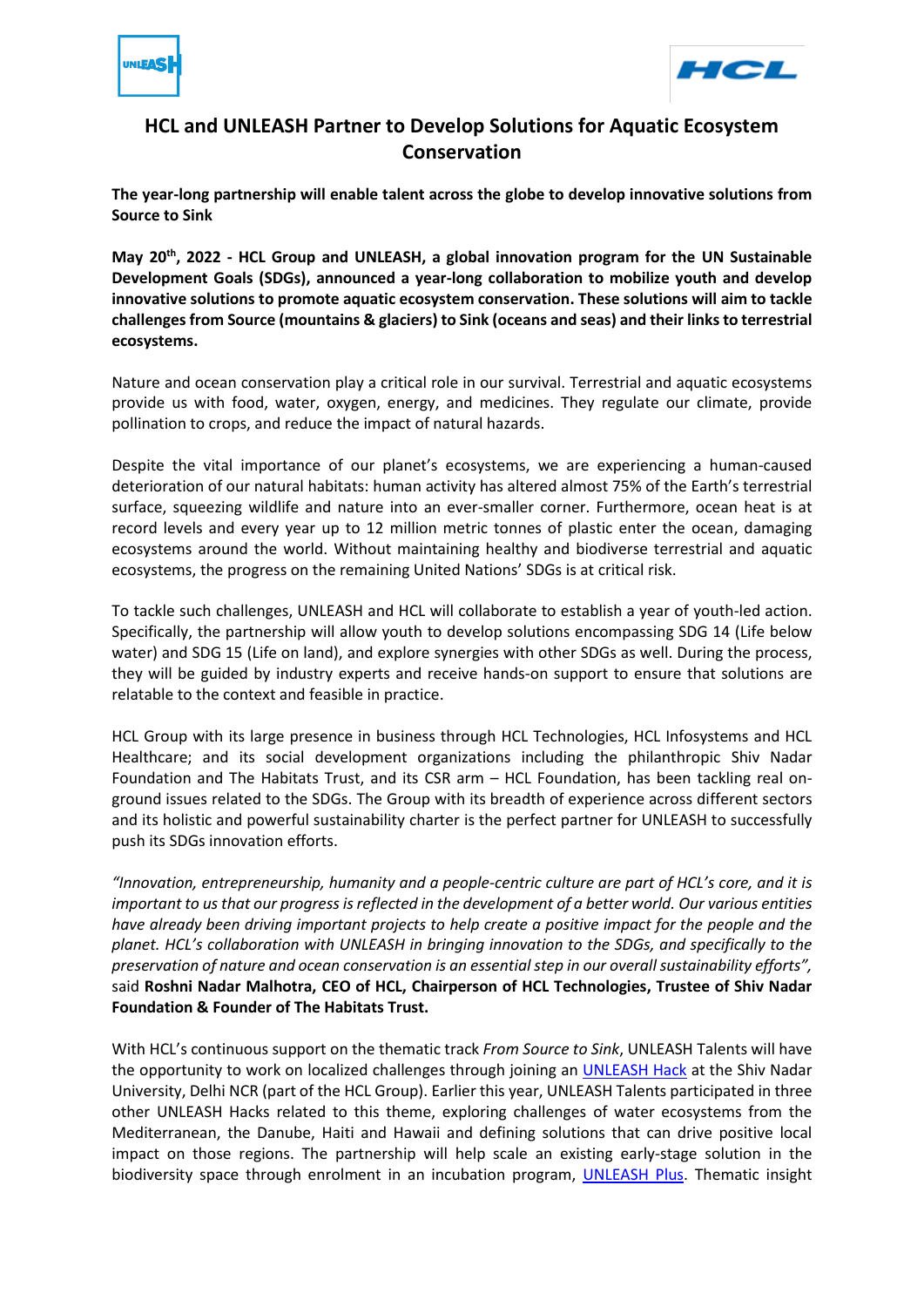# HCL and UNLEASH Partner to Develop Solutions for Aquatic Ecosystem Conservation

**The year-long partnership will enable talent across the globe to develop innovative solutions from Source to Sink**

**May 20th, 2022 - HCL Group and UNLEASH, a global innovation program for the UN Sustainable Development Goals (SDGs), announced a year-long collaboration to mobilize youth and develop innovative solutions to promote aquatic ecosystem conservation. These solutions will aim to tackle challenges from Source (mountains & glaciers) to Sink (oceans and seas) and their links to terrestrial ecosystems.**

Nature and ocean conservation play a critical role in our survival. Terrestrial and aquatic ecosystems provide us with food, water, oxygen, energy, and medicines. They regulate our climate, provide pollination to crops, and reduce the impact of natural hazards.

Despite the vital importance of our planet's ecosystems, we are experiencing a human-caused deterioration of our natural habitats: human activity has altered almost 75% of the Earth's terrestrial surface, squeezing wildlife and nature into an ever-smaller corner. Furthermore, ocean heat is at record levels and every year up to 12 million metric tonnes of plastic enter the ocean, damaging ecosystems around the world. Without maintaining healthy and biodiverse terrestrial and aquatic ecosystems, the progress on the remaining United Nations' SDGs is at critical risk.

To tackle such challenges, UNLEASH and HCL will collaborate to establish a year of youth-led action. Specifically, the partnership will allow youth to develop solutions encompassing SDG 14 (Life below water) and SDG 15 (Life on land), and explore synergies with other SDGs as well. During the process, they will be guided by industry experts and receive hands-on support to ensure that solutions are relatable to the context and feasible in practice.

HCL Group with its large presence in business through HCL Technologies, HCL Infosystems and HCL Healthcare; and its social development organizations including the philanthropic Shiv Nadar Foundation and The Habitats Trust, and its CSR arm – HCL Foundation, has been tackling real on-ground issues related to the SDGs. The Group with its breadth of experience across different sectors and its holistic and powerful sustainability charter is the perfect partner for UNLEASH to successfully push its SDGs innovation efforts.

*"Innovation, entrepreneurship, humanity and a people-centric culture are part of HCL's core, and it is important to us that our progress is reflected in the development of a better world. Our various entities have already been driving important projects to help create a positive impact for the people and the planet. HCL's collaboration with UNLEASH in bringing innovation to the SDGs, and specifically to the preservation of nature and ocean conservation is an essential step in our overall sustainability efforts",* said **Roshni Nadar Malhotra, CEO of HCL, Chairperson of HCL Technologies, Trustee of Shiv Nadar Foundation & Founder of The Habitats Trust.**

With HCL's continuous support on the thematic track *From Source to Sink*, UNLEASH Talents will have the opportunity to work on localized challenges through joining an UNLEASH Hack at the Shiv Nadar University, Delhi NCR (part of the HCL Group). Earlier this year, UNLEASH Talents participated in three other UNLEASH Hacks related to this theme, exploring challenges of water ecosystems from the Mediterranean, the Danube, Haiti and Hawaii and defining solutions that can drive positive local impact on those regions. The partnership will help scale an existing early-stage solution in the biodiversity space through enrolment in an incubation program, UNLEASH Plus. Thematic insight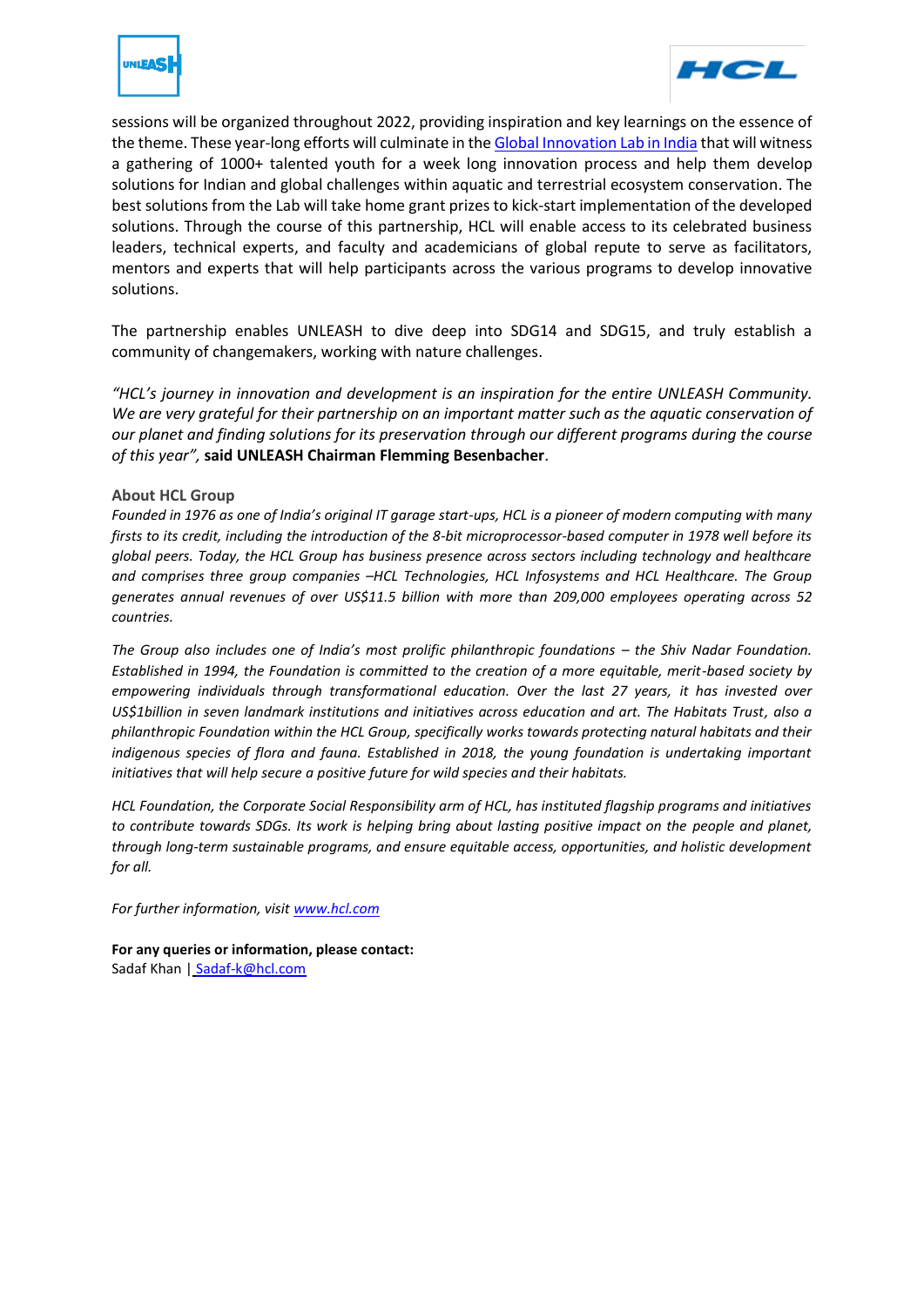sessions will be organized throughout 2022, providing inspiration and key learnings on the essence of the theme. These year-long efforts will culminate in the Global Innovation Lab in India that will witness a gathering of 1000+ talented youth for a week long innovation process and help them develop solutions for Indian and global challenges within aquatic and terrestrial ecosystem conservation. The best solutions from the Lab will take home grant prizes to kick-start implementation of the developed solutions. Through the course of this partnership, HCL will enable access to its celebrated business leaders, technical experts, and faculty and academicians of global repute to serve as facilitators, mentors and experts that will help participants across the various programs to develop innovative solutions.

The partnership enables UNLEASH to dive deep into SDG14 and SDG15, and truly establish a community of changemakers, working with nature challenges.

*"HCL's journey in innovation and development is an inspiration for the entire UNLEASH Community. We are very grateful for their partnership on an important matter such as the aquatic conservation of our planet and finding solutions for its preservation through our different programs during the course of this year",* **said UNLEASH Chairman Flemming Besenbacher**.

**About HCL Group**

*Founded in 1976 as one of India's original IT garage start-ups, HCL is a pioneer of modern computing with many firsts to its credit, including the introduction of the 8-bit microprocessor-based computer in 1978 well before its global peers. Today, the HCL Group has business presence across sectors including technology and healthcare and comprises three group companies –HCL Technologies, HCL Infosystems and HCL Healthcare. The Group generates annual revenues of over US$11.5 billion with more than 209,000 employees operating across 52 countries.*

*The Group also includes one of India's most prolific philanthropic foundations – the Shiv Nadar Foundation. Established in 1994, the Foundation is committed to the creation of a more equitable, merit-based society by empowering individuals through transformational education. Over the last 27 years, it has invested over US$1billion in seven landmark institutions and initiatives across education and art. The Habitats Trust, also a philanthropic Foundation within the HCL Group, specifically works towards protecting natural habitats and their indigenous species of flora and fauna. Established in 2018, the young foundation is undertaking important initiatives that will help secure a positive future for wild species and their habitats.*

*HCL Foundation, the Corporate Social Responsibility arm of HCL, has instituted flagship programs and initiatives to contribute towards SDGs. Its work is helping bring about lasting positive impact on the people and planet, through long-term sustainable programs, and ensure equitable access, opportunities, and holistic development for all.*

*For further information, visit www.hcl.com*

**For any queries or information, please contact:**
Sadaf Khan | Sadaf-k@hcl.com